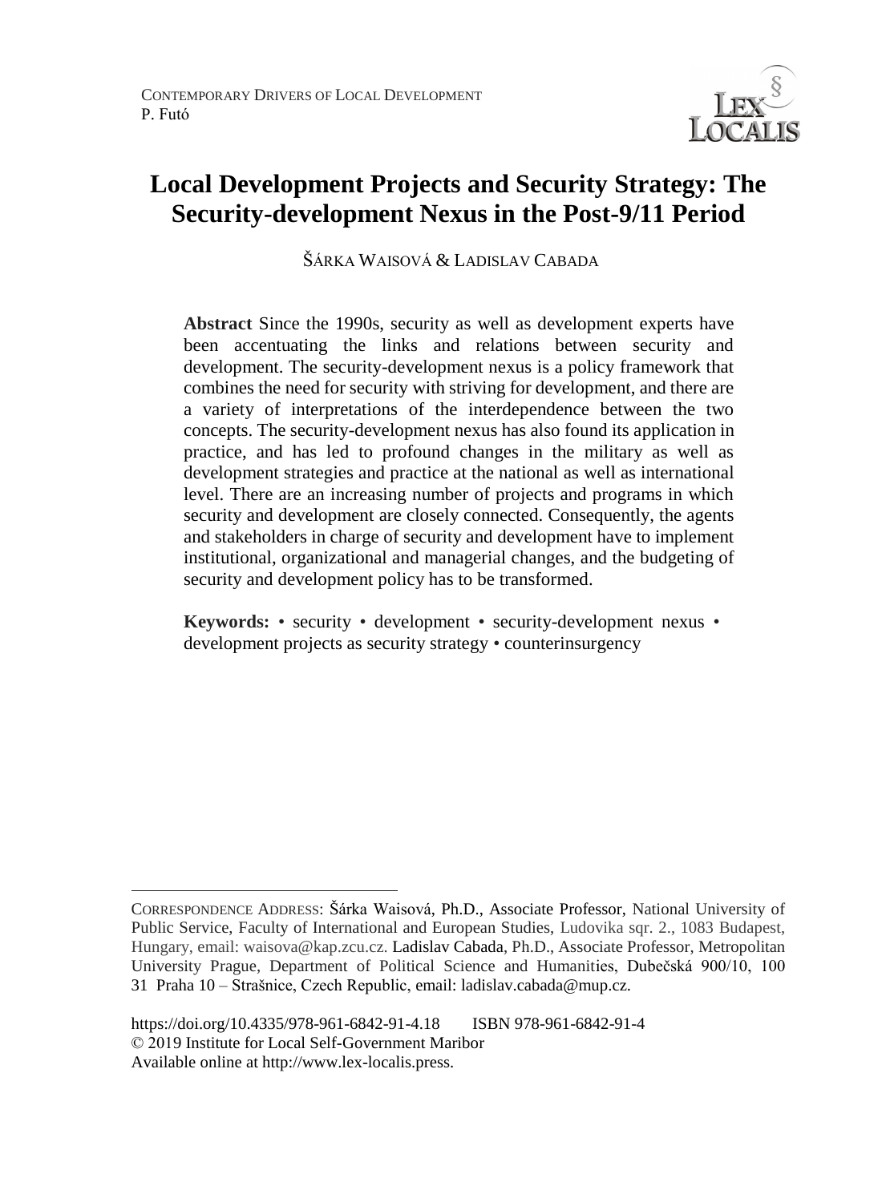# Local Development Projects and Security Strategy: The Security-development Nexus in the Post-9/11 Period

ŠÁRKA WAISOVÁ & LADISLAV CABADA

**Abstract** Since the 1990s, security as well as development experts have been accentuating the links and relations between security and development. The security-development nexus is a policy framework that combines the need for security with striving for development, and there are a variety of interpretations of the interdependence between the two concepts. The security-development nexus has also found its application in practice, and has led to profound changes in the military as well as development strategies and practice at the national as well as international level. There are an increasing number of projects and programs in which security and development are closely connected. Consequently, the agents and stakeholders in charge of security and development have to implement institutional, organizational and managerial changes, and the budgeting of security and development policy has to be transformed.

**Keywords:** • security • development • security-development nexus • development projects as security strategy • counterinsurgency

---

CORRESPONDENCE ADDRESS: Šárka Waisová, Ph.D., Associate Professor, National University of Public Service, Faculty of International and European Studies, Ludovika sqr. 2., 1083 Budapest, Hungary, email: waisova@kap.zcu.cz. Ladislav Cabada, Ph.D., Associate Professor, Metropolitan University Prague, Department of Political Science and Humanities, Dubečská 900/10, 100 31 Praha 10 – Strašnice, Czech Republic, email: ladislav.cabada@mup.cz.

https://doi.org/10.4335/978-961-6842-91-4.18 ISBN 978-961-6842-91-4
© 2019 Institute for Local Self-Government Maribor
Available online at http://www.lex-localis.press.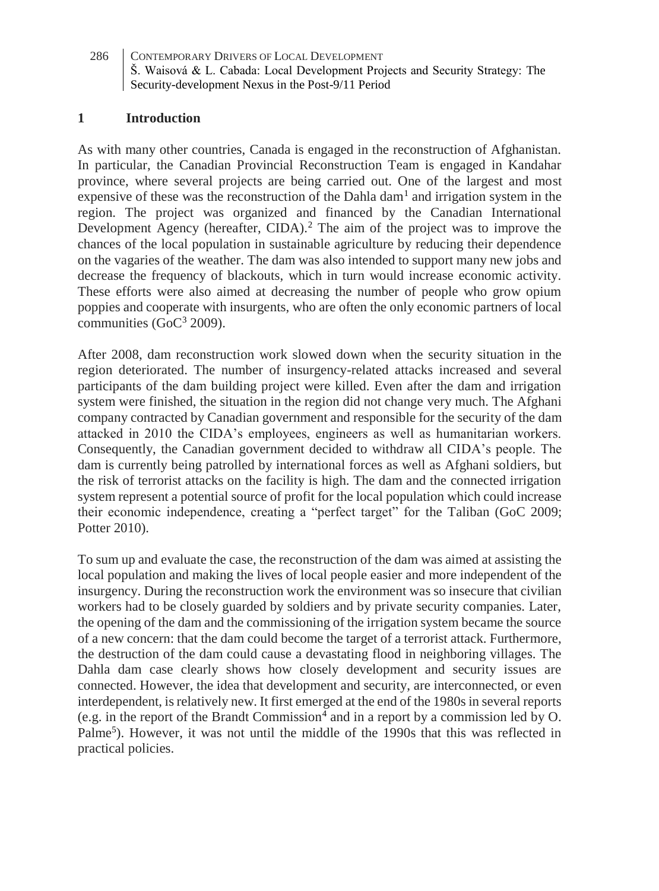## 1 Introduction

As with many other countries, Canada is engaged in the reconstruction of Afghanistan. In particular, the Canadian Provincial Reconstruction Team is engaged in Kandahar province, where several projects are being carried out. One of the largest and most expensive of these was the reconstruction of the Dahla dam[1] and irrigation system in the region. The project was organized and financed by the Canadian International Development Agency (hereafter, CIDA).[2] The aim of the project was to improve the chances of the local population in sustainable agriculture by reducing their dependence on the vagaries of the weather. The dam was also intended to support many new jobs and decrease the frequency of blackouts, which in turn would increase economic activity. These efforts were also aimed at decreasing the number of people who grow opium poppies and cooperate with insurgents, who are often the only economic partners of local communities (GoC[3] 2009).

After 2008, dam reconstruction work slowed down when the security situation in the region deteriorated. The number of insurgency-related attacks increased and several participants of the dam building project were killed. Even after the dam and irrigation system were finished, the situation in the region did not change very much. The Afghani company contracted by Canadian government and responsible for the security of the dam attacked in 2010 the CIDA's employees, engineers as well as humanitarian workers. Consequently, the Canadian government decided to withdraw all CIDA's people. The dam is currently being patrolled by international forces as well as Afghani soldiers, but the risk of terrorist attacks on the facility is high. The dam and the connected irrigation system represent a potential source of profit for the local population which could increase their economic independence, creating a "perfect target" for the Taliban (GoC 2009; Potter 2010).

To sum up and evaluate the case, the reconstruction of the dam was aimed at assisting the local population and making the lives of local people easier and more independent of the insurgency. During the reconstruction work the environment was so insecure that civilian workers had to be closely guarded by soldiers and by private security companies. Later, the opening of the dam and the commissioning of the irrigation system became the source of a new concern: that the dam could become the target of a terrorist attack. Furthermore, the destruction of the dam could cause a devastating flood in neighboring villages. The Dahla dam case clearly shows how closely development and security issues are connected. However, the idea that development and security, are interconnected, or even interdependent, is relatively new. It first emerged at the end of the 1980s in several reports (e.g. in the report of the Brandt Commission[4] and in a report by a commission led by O. Palme[5]). However, it was not until the middle of the 1990s that this was reflected in practical policies.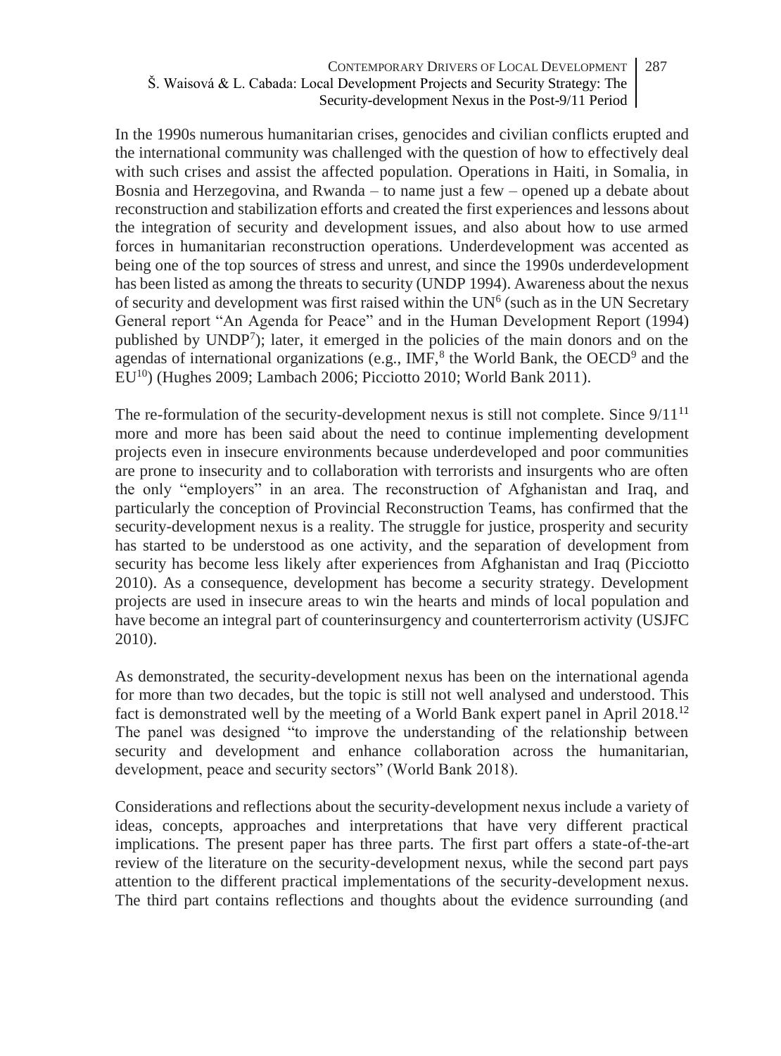In the 1990s numerous humanitarian crises, genocides and civilian conflicts erupted and the international community was challenged with the question of how to effectively deal with such crises and assist the affected population. Operations in Haiti, in Somalia, in Bosnia and Herzegovina, and Rwanda – to name just a few – opened up a debate about reconstruction and stabilization efforts and created the first experiences and lessons about the integration of security and development issues, and also about how to use armed forces in humanitarian reconstruction operations. Underdevelopment was accented as being one of the top sources of stress and unrest, and since the 1990s underdevelopment has been listed as among the threats to security (UNDP 1994). Awareness about the nexus of security and development was first raised within the UN[6] (such as in the UN Secretary General report "An Agenda for Peace" and in the Human Development Report (1994) published by UNDP[7]); later, it emerged in the policies of the main donors and on the agendas of international organizations (e.g., IMF,[8] the World Bank, the OECD[9] and the EU[10]) (Hughes 2009; Lambach 2006; Picciotto 2010; World Bank 2011).

The re-formulation of the security-development nexus is still not complete. Since 9/11[11] more and more has been said about the need to continue implementing development projects even in insecure environments because underdeveloped and poor communities are prone to insecurity and to collaboration with terrorists and insurgents who are often the only "employers" in an area. The reconstruction of Afghanistan and Iraq, and particularly the conception of Provincial Reconstruction Teams, has confirmed that the security-development nexus is a reality. The struggle for justice, prosperity and security has started to be understood as one activity, and the separation of development from security has become less likely after experiences from Afghanistan and Iraq (Picciotto 2010). As a consequence, development has become a security strategy. Development projects are used in insecure areas to win the hearts and minds of local population and have become an integral part of counterinsurgency and counterterrorism activity (USJFC 2010).

As demonstrated, the security-development nexus has been on the international agenda for more than two decades, but the topic is still not well analysed and understood. This fact is demonstrated well by the meeting of a World Bank expert panel in April 2018.[12] The panel was designed "to improve the understanding of the relationship between security and development and enhance collaboration across the humanitarian, development, peace and security sectors" (World Bank 2018).

Considerations and reflections about the security-development nexus include a variety of ideas, concepts, approaches and interpretations that have very different practical implications. The present paper has three parts. The first part offers a state-of-the-art review of the literature on the security-development nexus, while the second part pays attention to the different practical implementations of the security-development nexus. The third part contains reflections and thoughts about the evidence surrounding (and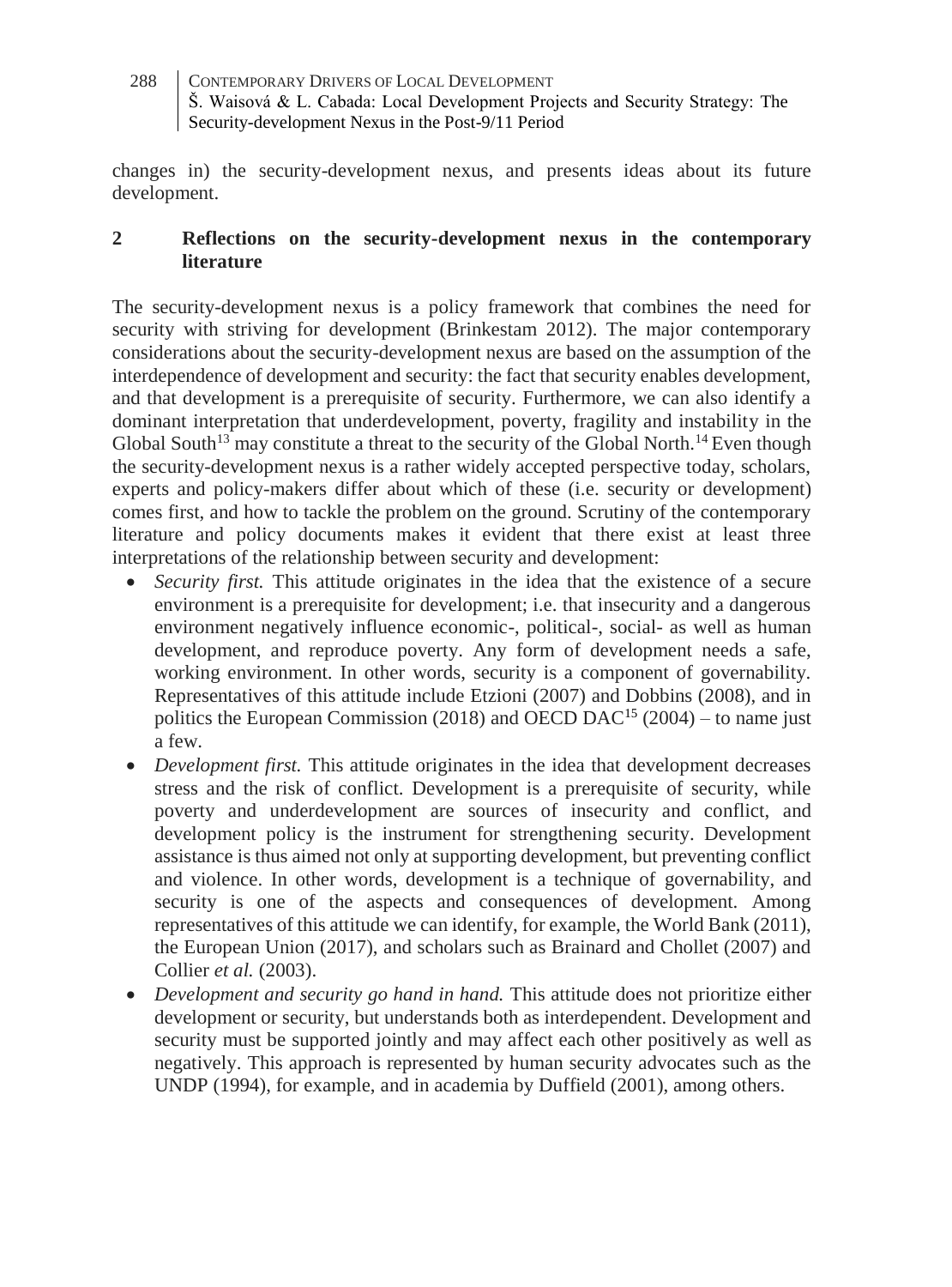changes in) the security-development nexus, and presents ideas about its future development.

## 2 Reflections on the security-development nexus in the contemporary literature

The security-development nexus is a policy framework that combines the need for security with striving for development (Brinkestam 2012). The major contemporary considerations about the security-development nexus are based on the assumption of the interdependence of development and security: the fact that security enables development, and that development is a prerequisite of security. Furthermore, we can also identify a dominant interpretation that underdevelopment, poverty, fragility and instability in the Global South[13] may constitute a threat to the security of the Global North.[14] Even though the security-development nexus is a rather widely accepted perspective today, scholars, experts and policy-makers differ about which of these (i.e. security or development) comes first, and how to tackle the problem on the ground. Scrutiny of the contemporary literature and policy documents makes it evident that there exist at least three interpretations of the relationship between security and development:

- *Security first.* This attitude originates in the idea that the existence of a secure environment is a prerequisite for development; i.e. that insecurity and a dangerous environment negatively influence economic-, political-, social- as well as human development, and reproduce poverty. Any form of development needs a safe, working environment. In other words, security is a component of governability. Representatives of this attitude include Etzioni (2007) and Dobbins (2008), and in politics the European Commission (2018) and OECD DAC[15] (2004) – to name just a few.
- *Development first.* This attitude originates in the idea that development decreases stress and the risk of conflict. Development is a prerequisite of security, while poverty and underdevelopment are sources of insecurity and conflict, and development policy is the instrument for strengthening security. Development assistance is thus aimed not only at supporting development, but preventing conflict and violence. In other words, development is a technique of governability, and security is one of the aspects and consequences of development. Among representatives of this attitude we can identify, for example, the World Bank (2011), the European Union (2017), and scholars such as Brainard and Chollet (2007) and Collier *et al.* (2003).
- *Development and security go hand in hand.* This attitude does not prioritize either development or security, but understands both as interdependent. Development and security must be supported jointly and may affect each other positively as well as negatively. This approach is represented by human security advocates such as the UNDP (1994), for example, and in academia by Duffield (2001), among others.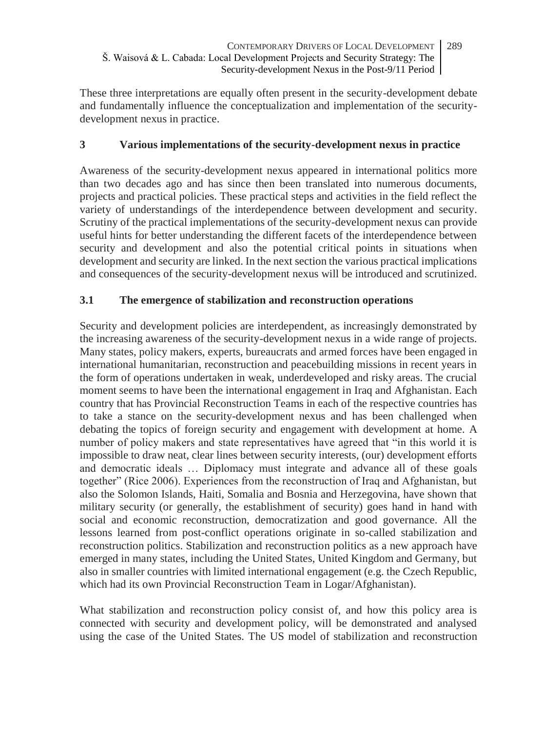These three interpretations are equally often present in the security-development debate and fundamentally influence the conceptualization and implementation of the security-development nexus in practice.

## 3 Various implementations of the security-development nexus in practice

Awareness of the security-development nexus appeared in international politics more than two decades ago and has since then been translated into numerous documents, projects and practical policies. These practical steps and activities in the field reflect the variety of understandings of the interdependence between development and security. Scrutiny of the practical implementations of the security-development nexus can provide useful hints for better understanding the different facets of the interdependence between security and development and also the potential critical points in situations when development and security are linked. In the next section the various practical implications and consequences of the security-development nexus will be introduced and scrutinized.

### 3.1 The emergence of stabilization and reconstruction operations

Security and development policies are interdependent, as increasingly demonstrated by the increasing awareness of the security-development nexus in a wide range of projects. Many states, policy makers, experts, bureaucrats and armed forces have been engaged in international humanitarian, reconstruction and peacebuilding missions in recent years in the form of operations undertaken in weak, underdeveloped and risky areas. The crucial moment seems to have been the international engagement in Iraq and Afghanistan. Each country that has Provincial Reconstruction Teams in each of the respective countries has to take a stance on the security-development nexus and has been challenged when debating the topics of foreign security and engagement with development at home. A number of policy makers and state representatives have agreed that "in this world it is impossible to draw neat, clear lines between security interests, (our) development efforts and democratic ideals … Diplomacy must integrate and advance all of these goals together" (Rice 2006). Experiences from the reconstruction of Iraq and Afghanistan, but also the Solomon Islands, Haiti, Somalia and Bosnia and Herzegovina, have shown that military security (or generally, the establishment of security) goes hand in hand with social and economic reconstruction, democratization and good governance. All the lessons learned from post-conflict operations originate in so-called stabilization and reconstruction politics. Stabilization and reconstruction politics as a new approach have emerged in many states, including the United States, United Kingdom and Germany, but also in smaller countries with limited international engagement (e.g. the Czech Republic, which had its own Provincial Reconstruction Team in Logar/Afghanistan).

What stabilization and reconstruction policy consist of, and how this policy area is connected with security and development policy, will be demonstrated and analysed using the case of the United States. The US model of stabilization and reconstruction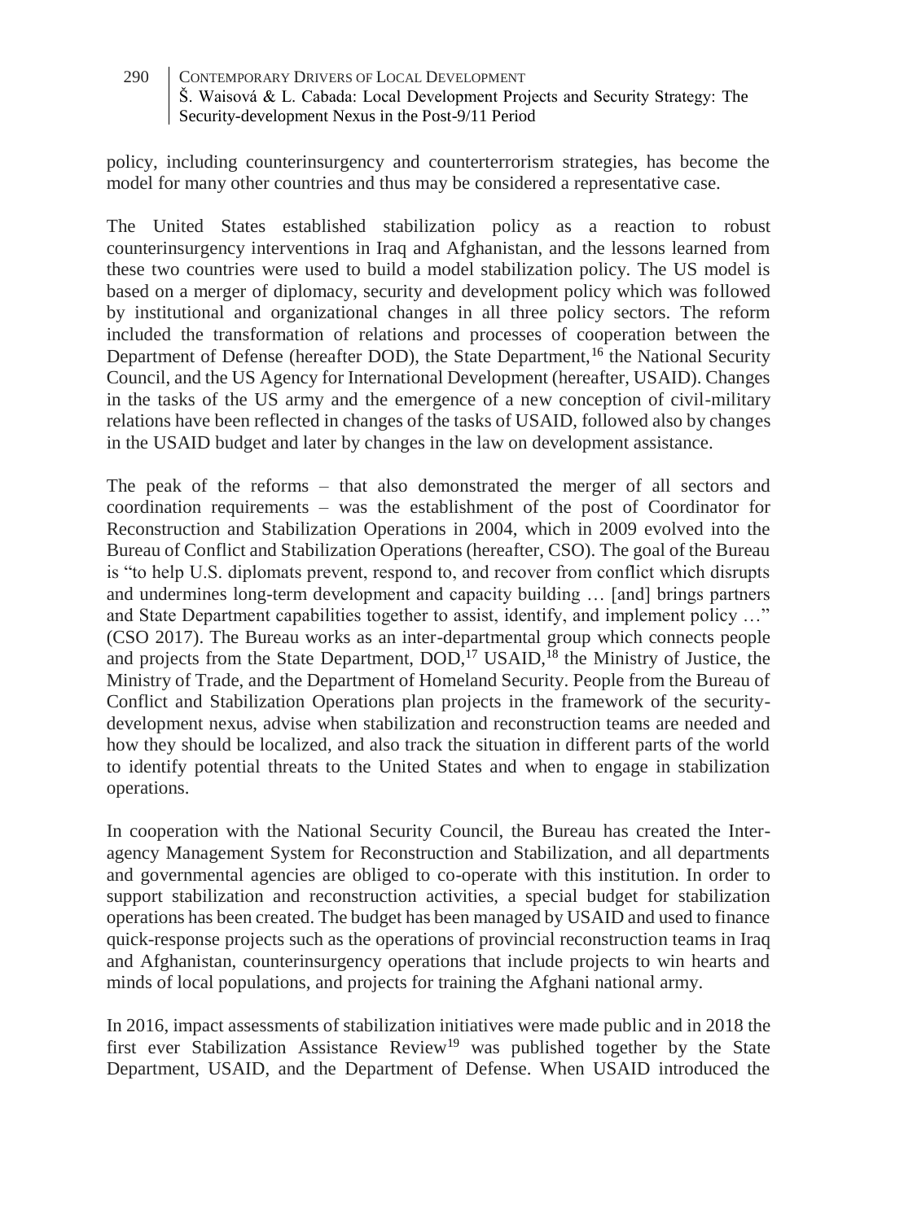policy, including counterinsurgency and counterterrorism strategies, has become the model for many other countries and thus may be considered a representative case.

The United States established stabilization policy as a reaction to robust counterinsurgency interventions in Iraq and Afghanistan, and the lessons learned from these two countries were used to build a model stabilization policy. The US model is based on a merger of diplomacy, security and development policy which was followed by institutional and organizational changes in all three policy sectors. The reform included the transformation of relations and processes of cooperation between the Department of Defense (hereafter DOD), the State Department,[16] the National Security Council, and the US Agency for International Development (hereafter, USAID). Changes in the tasks of the US army and the emergence of a new conception of civil-military relations have been reflected in changes of the tasks of USAID, followed also by changes in the USAID budget and later by changes in the law on development assistance.

The peak of the reforms – that also demonstrated the merger of all sectors and coordination requirements – was the establishment of the post of Coordinator for Reconstruction and Stabilization Operations in 2004, which in 2009 evolved into the Bureau of Conflict and Stabilization Operations (hereafter, CSO). The goal of the Bureau is "to help U.S. diplomats prevent, respond to, and recover from conflict which disrupts and undermines long-term development and capacity building … [and] brings partners and State Department capabilities together to assist, identify, and implement policy …" (CSO 2017). The Bureau works as an inter-departmental group which connects people and projects from the State Department, DOD,[17] USAID,[18] the Ministry of Justice, the Ministry of Trade, and the Department of Homeland Security. People from the Bureau of Conflict and Stabilization Operations plan projects in the framework of the security-development nexus, advise when stabilization and reconstruction teams are needed and how they should be localized, and also track the situation in different parts of the world to identify potential threats to the United States and when to engage in stabilization operations.

In cooperation with the National Security Council, the Bureau has created the Inter-agency Management System for Reconstruction and Stabilization, and all departments and governmental agencies are obliged to co-operate with this institution. In order to support stabilization and reconstruction activities, a special budget for stabilization operations has been created. The budget has been managed by USAID and used to finance quick-response projects such as the operations of provincial reconstruction teams in Iraq and Afghanistan, counterinsurgency operations that include projects to win hearts and minds of local populations, and projects for training the Afghani national army.

In 2016, impact assessments of stabilization initiatives were made public and in 2018 the first ever Stabilization Assistance Review[19] was published together by the State Department, USAID, and the Department of Defense. When USAID introduced the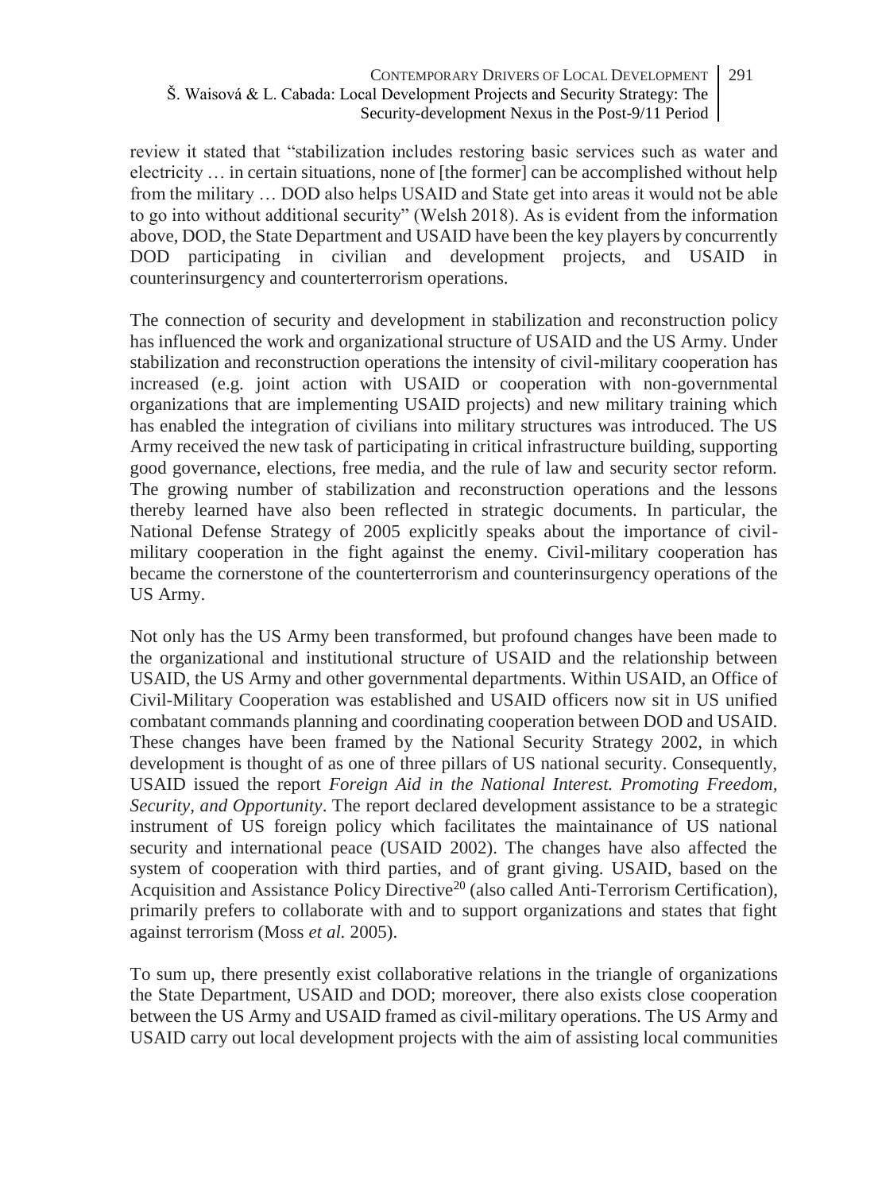review it stated that "stabilization includes restoring basic services such as water and electricity … in certain situations, none of [the former] can be accomplished without help from the military … DOD also helps USAID and State get into areas it would not be able to go into without additional security" (Welsh 2018). As is evident from the information above, DOD, the State Department and USAID have been the key players by concurrently DOD participating in civilian and development projects, and USAID in counterinsurgency and counterterrorism operations.

The connection of security and development in stabilization and reconstruction policy has influenced the work and organizational structure of USAID and the US Army. Under stabilization and reconstruction operations the intensity of civil-military cooperation has increased (e.g. joint action with USAID or cooperation with non-governmental organizations that are implementing USAID projects) and new military training which has enabled the integration of civilians into military structures was introduced. The US Army received the new task of participating in critical infrastructure building, supporting good governance, elections, free media, and the rule of law and security sector reform. The growing number of stabilization and reconstruction operations and the lessons thereby learned have also been reflected in strategic documents. In particular, the National Defense Strategy of 2005 explicitly speaks about the importance of civil-military cooperation in the fight against the enemy. Civil-military cooperation has became the cornerstone of the counterterrorism and counterinsurgency operations of the US Army.

Not only has the US Army been transformed, but profound changes have been made to the organizational and institutional structure of USAID and the relationship between USAID, the US Army and other governmental departments. Within USAID, an Office of Civil-Military Cooperation was established and USAID officers now sit in US unified combatant commands planning and coordinating cooperation between DOD and USAID. These changes have been framed by the National Security Strategy 2002, in which development is thought of as one of three pillars of US national security. Consequently, USAID issued the report *Foreign Aid in the National Interest. Promoting Freedom, Security, and Opportunity*. The report declared development assistance to be a strategic instrument of US foreign policy which facilitates the maintainance of US national security and international peace (USAID 2002). The changes have also affected the system of cooperation with third parties, and of grant giving. USAID, based on the Acquisition and Assistance Policy Directive[20] (also called Anti-Terrorism Certification), primarily prefers to collaborate with and to support organizations and states that fight against terrorism (Moss *et al.* 2005).

To sum up, there presently exist collaborative relations in the triangle of organizations the State Department, USAID and DOD; moreover, there also exists close cooperation between the US Army and USAID framed as civil-military operations. The US Army and USAID carry out local development projects with the aim of assisting local communities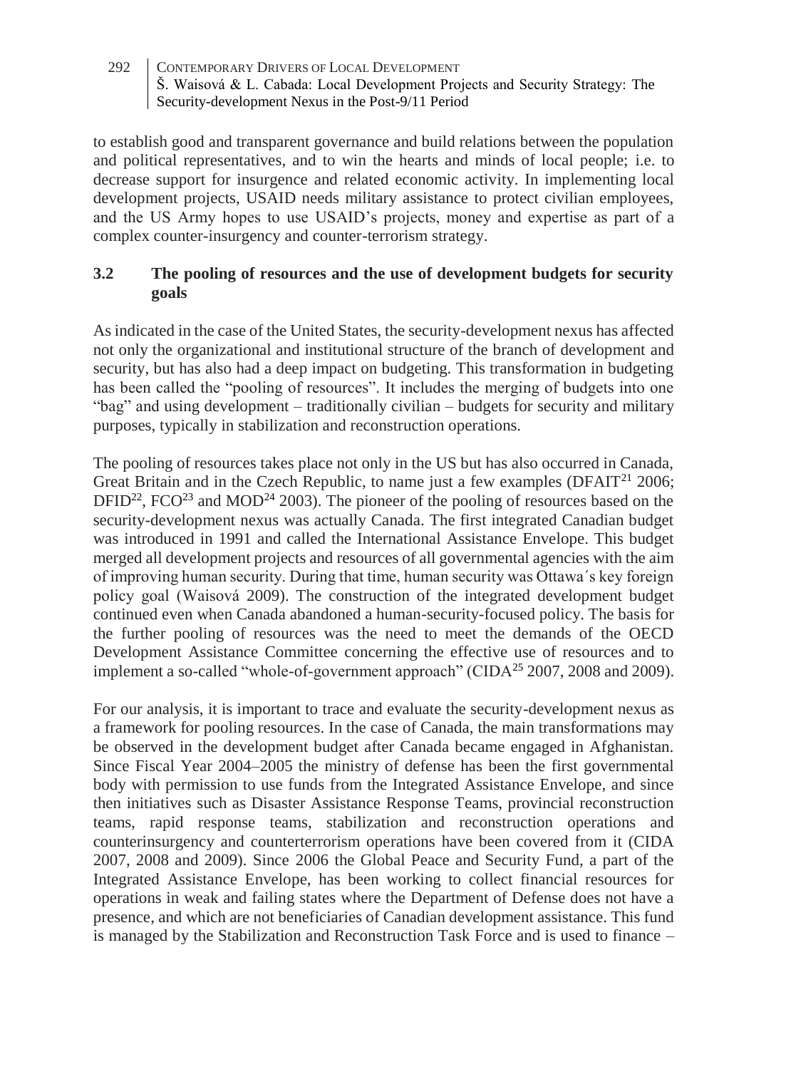to establish good and transparent governance and build relations between the population and political representatives, and to win the hearts and minds of local people; i.e. to decrease support for insurgence and related economic activity. In implementing local development projects, USAID needs military assistance to protect civilian employees, and the US Army hopes to use USAID's projects, money and expertise as part of a complex counter-insurgency and counter-terrorism strategy.

### 3.2 The pooling of resources and the use of development budgets for security goals

As indicated in the case of the United States, the security-development nexus has affected not only the organizational and institutional structure of the branch of development and security, but has also had a deep impact on budgeting. This transformation in budgeting has been called the "pooling of resources". It includes the merging of budgets into one "bag" and using development – traditionally civilian – budgets for security and military purposes, typically in stabilization and reconstruction operations.

The pooling of resources takes place not only in the US but has also occurred in Canada, Great Britain and in the Czech Republic, to name just a few examples (DFAIT[21] 2006; DFID[22], FCO[23] and MOD[24] 2003). The pioneer of the pooling of resources based on the security-development nexus was actually Canada. The first integrated Canadian budget was introduced in 1991 and called the International Assistance Envelope. This budget merged all development projects and resources of all governmental agencies with the aim of improving human security. During that time, human security was Ottawa´s key foreign policy goal (Waisová 2009). The construction of the integrated development budget continued even when Canada abandoned a human-security-focused policy. The basis for the further pooling of resources was the need to meet the demands of the OECD Development Assistance Committee concerning the effective use of resources and to implement a so-called "whole-of-government approach" (CIDA[25] 2007, 2008 and 2009).

For our analysis, it is important to trace and evaluate the security-development nexus as a framework for pooling resources. In the case of Canada, the main transformations may be observed in the development budget after Canada became engaged in Afghanistan. Since Fiscal Year 2004–2005 the ministry of defense has been the first governmental body with permission to use funds from the Integrated Assistance Envelope, and since then initiatives such as Disaster Assistance Response Teams, provincial reconstruction teams, rapid response teams, stabilization and reconstruction operations and counterinsurgency and counterterrorism operations have been covered from it (CIDA 2007, 2008 and 2009). Since 2006 the Global Peace and Security Fund, a part of the Integrated Assistance Envelope, has been working to collect financial resources for operations in weak and failing states where the Department of Defense does not have a presence, and which are not beneficiaries of Canadian development assistance. This fund is managed by the Stabilization and Reconstruction Task Force and is used to finance –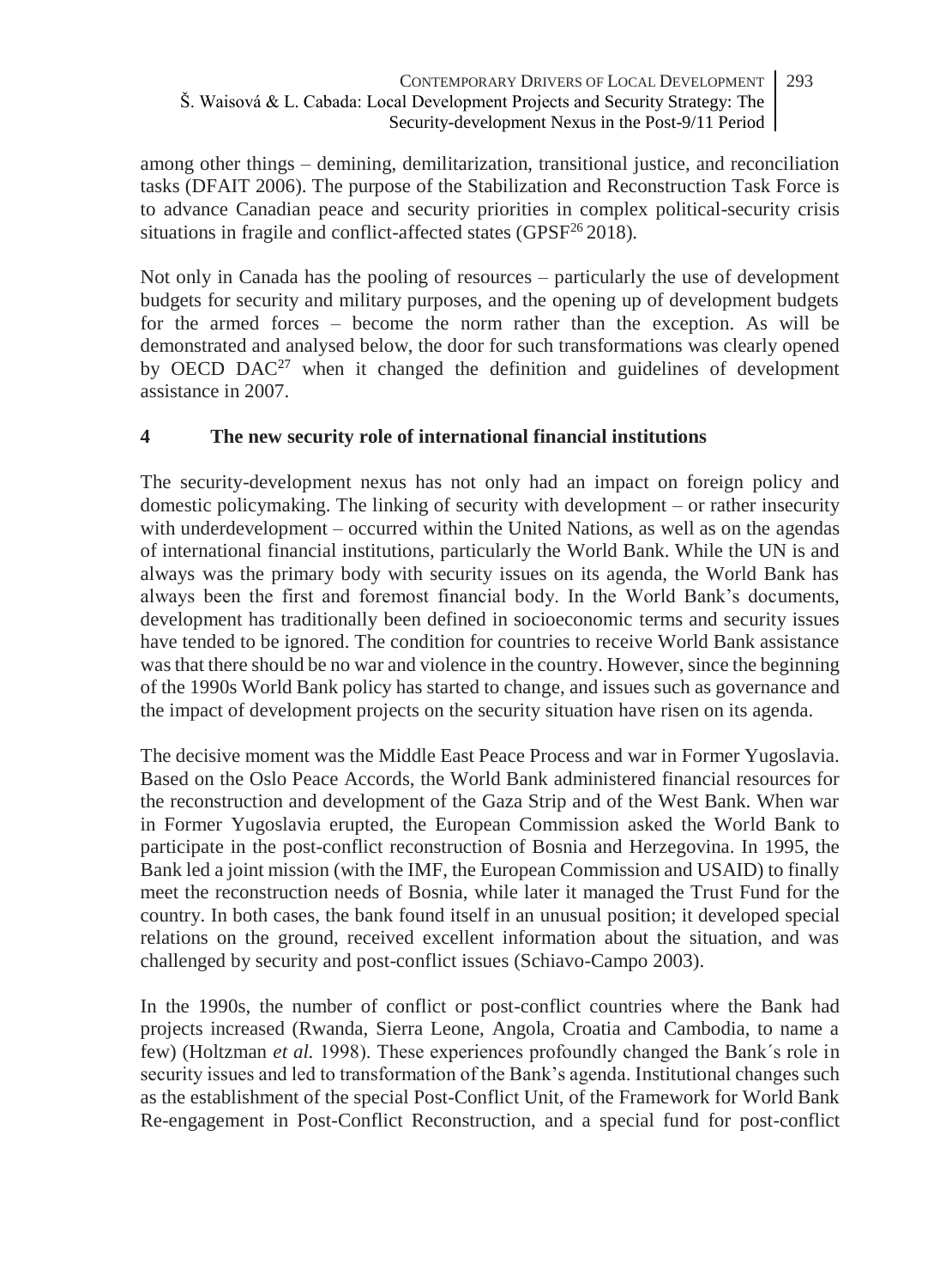among other things – demining, demilitarization, transitional justice, and reconciliation tasks (DFAIT 2006). The purpose of the Stabilization and Reconstruction Task Force is to advance Canadian peace and security priorities in complex political-security crisis situations in fragile and conflict-affected states (GPSF[26] 2018).

Not only in Canada has the pooling of resources – particularly the use of development budgets for security and military purposes, and the opening up of development budgets for the armed forces – become the norm rather than the exception. As will be demonstrated and analysed below, the door for such transformations was clearly opened by OECD DAC[27] when it changed the definition and guidelines of development assistance in 2007.

## 4 The new security role of international financial institutions

The security-development nexus has not only had an impact on foreign policy and domestic policymaking. The linking of security with development – or rather insecurity with underdevelopment – occurred within the United Nations, as well as on the agendas of international financial institutions, particularly the World Bank. While the UN is and always was the primary body with security issues on its agenda, the World Bank has always been the first and foremost financial body. In the World Bank's documents, development has traditionally been defined in socioeconomic terms and security issues have tended to be ignored. The condition for countries to receive World Bank assistance was that there should be no war and violence in the country. However, since the beginning of the 1990s World Bank policy has started to change, and issues such as governance and the impact of development projects on the security situation have risen on its agenda.

The decisive moment was the Middle East Peace Process and war in Former Yugoslavia. Based on the Oslo Peace Accords, the World Bank administered financial resources for the reconstruction and development of the Gaza Strip and of the West Bank. When war in Former Yugoslavia erupted, the European Commission asked the World Bank to participate in the post-conflict reconstruction of Bosnia and Herzegovina. In 1995, the Bank led a joint mission (with the IMF, the European Commission and USAID) to finally meet the reconstruction needs of Bosnia, while later it managed the Trust Fund for the country. In both cases, the bank found itself in an unusual position; it developed special relations on the ground, received excellent information about the situation, and was challenged by security and post-conflict issues (Schiavo-Campo 2003).

In the 1990s, the number of conflict or post-conflict countries where the Bank had projects increased (Rwanda, Sierra Leone, Angola, Croatia and Cambodia, to name a few) (Holtzman *et al.* 1998). These experiences profoundly changed the Bank´s role in security issues and led to transformation of the Bank's agenda. Institutional changes such as the establishment of the special Post-Conflict Unit, of the Framework for World Bank Re-engagement in Post-Conflict Reconstruction, and a special fund for post-conflict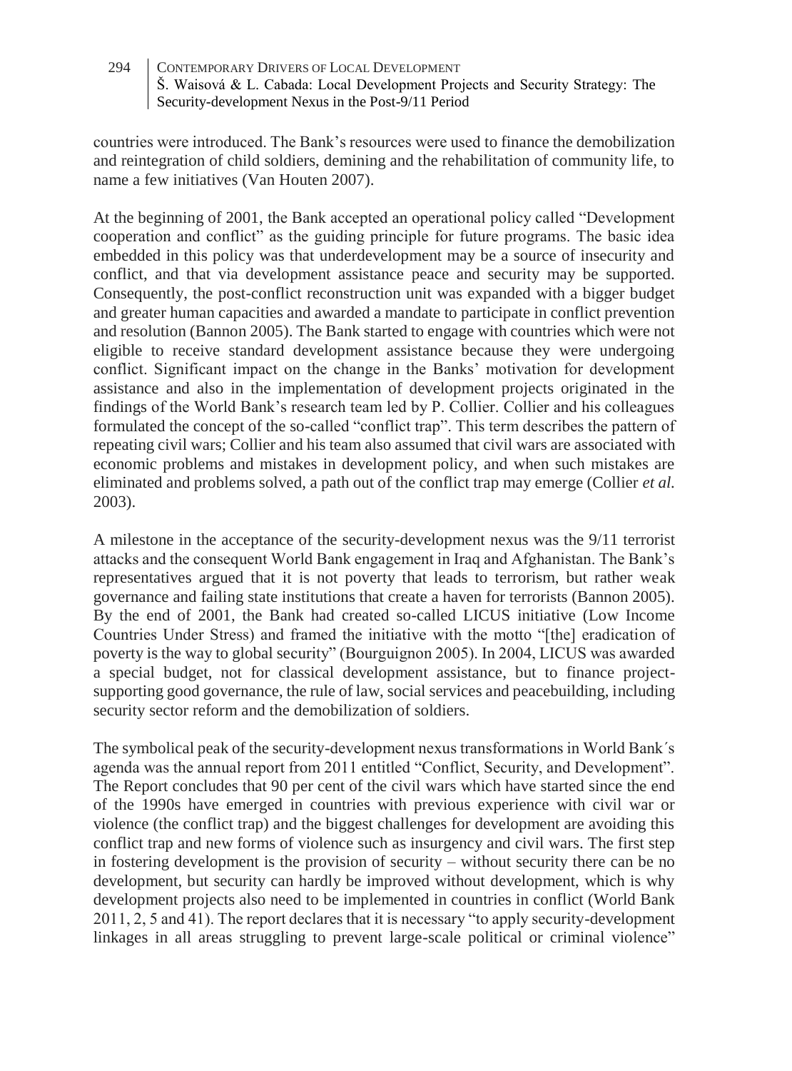countries were introduced. The Bank's resources were used to finance the demobilization and reintegration of child soldiers, demining and the rehabilitation of community life, to name a few initiatives (Van Houten 2007).

At the beginning of 2001, the Bank accepted an operational policy called "Development cooperation and conflict" as the guiding principle for future programs. The basic idea embedded in this policy was that underdevelopment may be a source of insecurity and conflict, and that via development assistance peace and security may be supported. Consequently, the post-conflict reconstruction unit was expanded with a bigger budget and greater human capacities and awarded a mandate to participate in conflict prevention and resolution (Bannon 2005). The Bank started to engage with countries which were not eligible to receive standard development assistance because they were undergoing conflict. Significant impact on the change in the Banks' motivation for development assistance and also in the implementation of development projects originated in the findings of the World Bank's research team led by P. Collier. Collier and his colleagues formulated the concept of the so-called "conflict trap". This term describes the pattern of repeating civil wars; Collier and his team also assumed that civil wars are associated with economic problems and mistakes in development policy, and when such mistakes are eliminated and problems solved, a path out of the conflict trap may emerge (Collier *et al.* 2003).

A milestone in the acceptance of the security-development nexus was the 9/11 terrorist attacks and the consequent World Bank engagement in Iraq and Afghanistan. The Bank's representatives argued that it is not poverty that leads to terrorism, but rather weak governance and failing state institutions that create a haven for terrorists (Bannon 2005). By the end of 2001, the Bank had created so-called LICUS initiative (Low Income Countries Under Stress) and framed the initiative with the motto "[the] eradication of poverty is the way to global security" (Bourguignon 2005). In 2004, LICUS was awarded a special budget, not for classical development assistance, but to finance project-supporting good governance, the rule of law, social services and peacebuilding, including security sector reform and the demobilization of soldiers.

The symbolical peak of the security-development nexus transformations in World Bank´s agenda was the annual report from 2011 entitled "Conflict, Security, and Development". The Report concludes that 90 per cent of the civil wars which have started since the end of the 1990s have emerged in countries with previous experience with civil war or violence (the conflict trap) and the biggest challenges for development are avoiding this conflict trap and new forms of violence such as insurgency and civil wars. The first step in fostering development is the provision of security – without security there can be no development, but security can hardly be improved without development, which is why development projects also need to be implemented in countries in conflict (World Bank 2011, 2, 5 and 41). The report declares that it is necessary "to apply security-development linkages in all areas struggling to prevent large-scale political or criminal violence"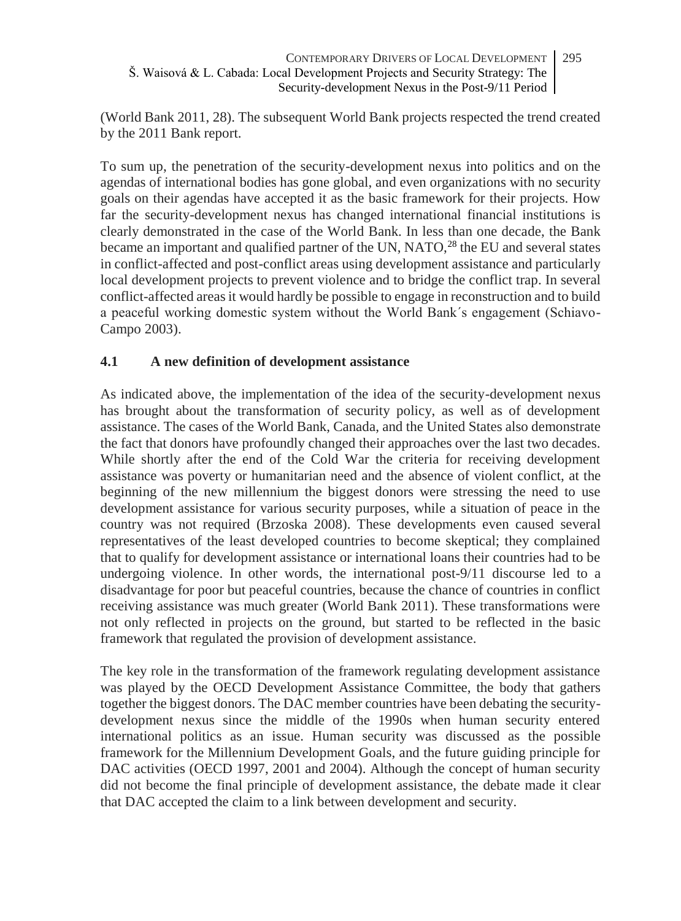(World Bank 2011, 28). The subsequent World Bank projects respected the trend created by the 2011 Bank report.

To sum up, the penetration of the security-development nexus into politics and on the agendas of international bodies has gone global, and even organizations with no security goals on their agendas have accepted it as the basic framework for their projects. How far the security-development nexus has changed international financial institutions is clearly demonstrated in the case of the World Bank. In less than one decade, the Bank became an important and qualified partner of the UN, NATO,[28] the EU and several states in conflict-affected and post-conflict areas using development assistance and particularly local development projects to prevent violence and to bridge the conflict trap. In several conflict-affected areas it would hardly be possible to engage in reconstruction and to build a peaceful working domestic system without the World Bank´s engagement (Schiavo-Campo 2003).

## 4.1 A new definition of development assistance

As indicated above, the implementation of the idea of the security-development nexus has brought about the transformation of security policy, as well as of development assistance. The cases of the World Bank, Canada, and the United States also demonstrate the fact that donors have profoundly changed their approaches over the last two decades. While shortly after the end of the Cold War the criteria for receiving development assistance was poverty or humanitarian need and the absence of violent conflict, at the beginning of the new millennium the biggest donors were stressing the need to use development assistance for various security purposes, while a situation of peace in the country was not required (Brzoska 2008). These developments even caused several representatives of the least developed countries to become skeptical; they complained that to qualify for development assistance or international loans their countries had to be undergoing violence. In other words, the international post-9/11 discourse led to a disadvantage for poor but peaceful countries, because the chance of countries in conflict receiving assistance was much greater (World Bank 2011). These transformations were not only reflected in projects on the ground, but started to be reflected in the basic framework that regulated the provision of development assistance.

The key role in the transformation of the framework regulating development assistance was played by the OECD Development Assistance Committee, the body that gathers together the biggest donors. The DAC member countries have been debating the security-development nexus since the middle of the 1990s when human security entered international politics as an issue. Human security was discussed as the possible framework for the Millennium Development Goals, and the future guiding principle for DAC activities (OECD 1997, 2001 and 2004). Although the concept of human security did not become the final principle of development assistance, the debate made it clear that DAC accepted the claim to a link between development and security.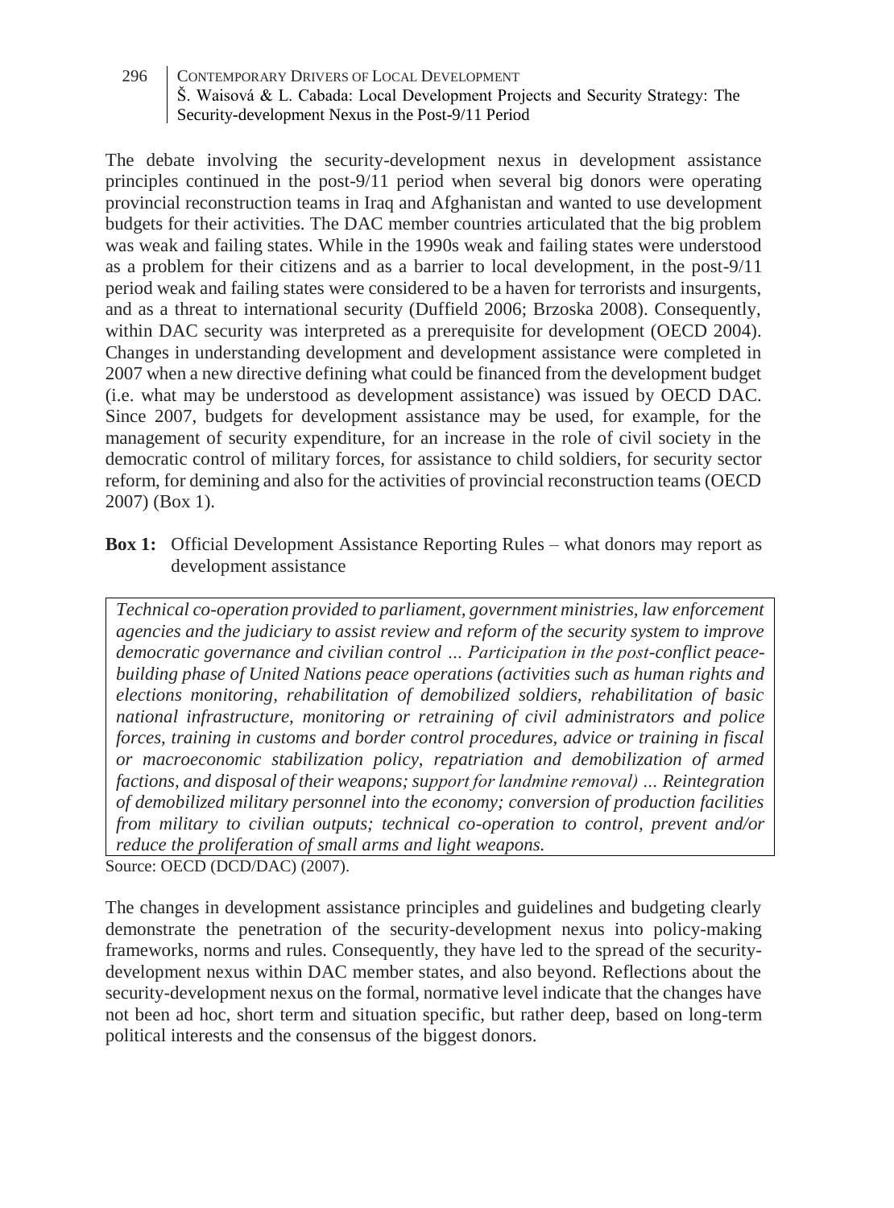The debate involving the security-development nexus in development assistance principles continued in the post-9/11 period when several big donors were operating provincial reconstruction teams in Iraq and Afghanistan and wanted to use development budgets for their activities. The DAC member countries articulated that the big problem was weak and failing states. While in the 1990s weak and failing states were understood as a problem for their citizens and as a barrier to local development, in the post-9/11 period weak and failing states were considered to be a haven for terrorists and insurgents, and as a threat to international security (Duffield 2006; Brzoska 2008). Consequently, within DAC security was interpreted as a prerequisite for development (OECD 2004). Changes in understanding development and development assistance were completed in 2007 when a new directive defining what could be financed from the development budget (i.e. what may be understood as development assistance) was issued by OECD DAC. Since 2007, budgets for development assistance may be used, for example, for the management of security expenditure, for an increase in the role of civil society in the democratic control of military forces, for assistance to child soldiers, for security sector reform, for demining and also for the activities of provincial reconstruction teams (OECD 2007) (Box 1).

**Box 1:** Official Development Assistance Reporting Rules – what donors may report as development assistance

> *Technical co-operation provided to parliament, government ministries, law enforcement agencies and the judiciary to assist review and reform of the security system to improve democratic governance and civilian control … Participation in the post-conflict peace-building phase of United Nations peace operations (activities such as human rights and elections monitoring, rehabilitation of demobilized soldiers, rehabilitation of basic national infrastructure, monitoring or retraining of civil administrators and police forces, training in customs and border control procedures, advice or training in fiscal or macroeconomic stabilization policy, repatriation and demobilization of armed factions, and disposal of their weapons; support for landmine removal) … Reintegration of demobilized military personnel into the economy; conversion of production facilities from military to civilian outputs; technical co-operation to control, prevent and/or reduce the proliferation of small arms and light weapons.*

Source: OECD (DCD/DAC) (2007).

The changes in development assistance principles and guidelines and budgeting clearly demonstrate the penetration of the security-development nexus into policy-making frameworks, norms and rules. Consequently, they have led to the spread of the security-development nexus within DAC member states, and also beyond. Reflections about the security-development nexus on the formal, normative level indicate that the changes have not been ad hoc, short term and situation specific, but rather deep, based on long-term political interests and the consensus of the biggest donors.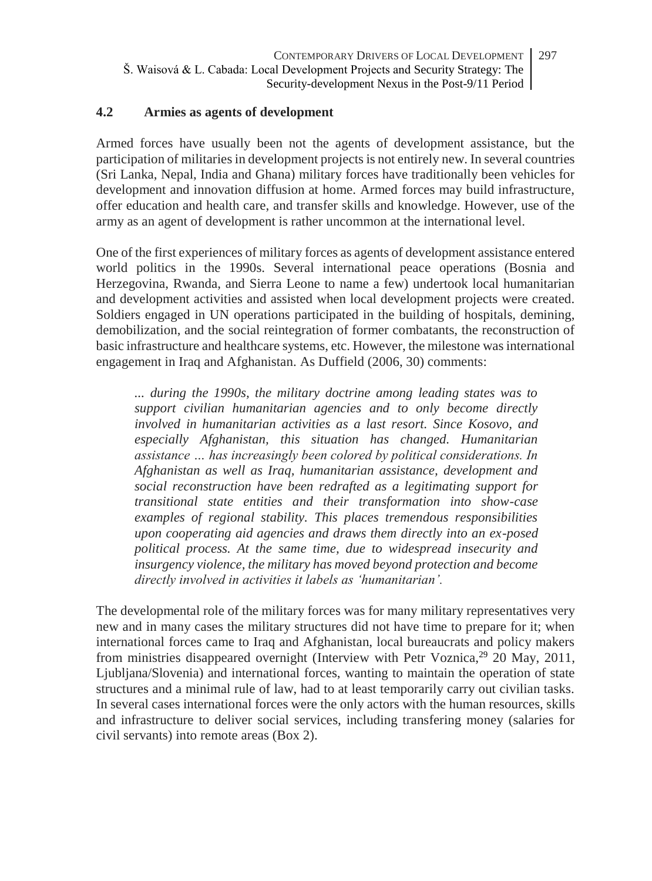## 4.2 Armies as agents of development

Armed forces have usually been not the agents of development assistance, but the participation of militaries in development projects is not entirely new. In several countries (Sri Lanka, Nepal, India and Ghana) military forces have traditionally been vehicles for development and innovation diffusion at home. Armed forces may build infrastructure, offer education and health care, and transfer skills and knowledge. However, use of the army as an agent of development is rather uncommon at the international level.

One of the first experiences of military forces as agents of development assistance entered world politics in the 1990s. Several international peace operations (Bosnia and Herzegovina, Rwanda, and Sierra Leone to name a few) undertook local humanitarian and development activities and assisted when local development projects were created. Soldiers engaged in UN operations participated in the building of hospitals, demining, demobilization, and the social reintegration of former combatants, the reconstruction of basic infrastructure and healthcare systems, etc. However, the milestone was international engagement in Iraq and Afghanistan. As Duffield (2006, 30) comments:

> *... during the 1990s, the military doctrine among leading states was to support civilian humanitarian agencies and to only become directly involved in humanitarian activities as a last resort. Since Kosovo, and especially Afghanistan, this situation has changed. Humanitarian assistance ... has increasingly been colored by political considerations. In Afghanistan as well as Iraq, humanitarian assistance, development and social reconstruction have been redrafted as a legitimating support for transitional state entities and their transformation into show-case examples of regional stability. This places tremendous responsibilities upon cooperating aid agencies and draws them directly into an ex-posed political process. At the same time, due to widespread insecurity and insurgency violence, the military has moved beyond protection and become directly involved in activities it labels as 'humanitarian'.*

The developmental role of the military forces was for many military representatives very new and in many cases the military structures did not have time to prepare for it; when international forces came to Iraq and Afghanistan, local bureaucrats and policy makers from ministries disappeared overnight (Interview with Petr Voznica,[29] 20 May, 2011, Ljubljana/Slovenia) and international forces, wanting to maintain the operation of state structures and a minimal rule of law, had to at least temporarily carry out civilian tasks. In several cases international forces were the only actors with the human resources, skills and infrastructure to deliver social services, including transfering money (salaries for civil servants) into remote areas (Box 2).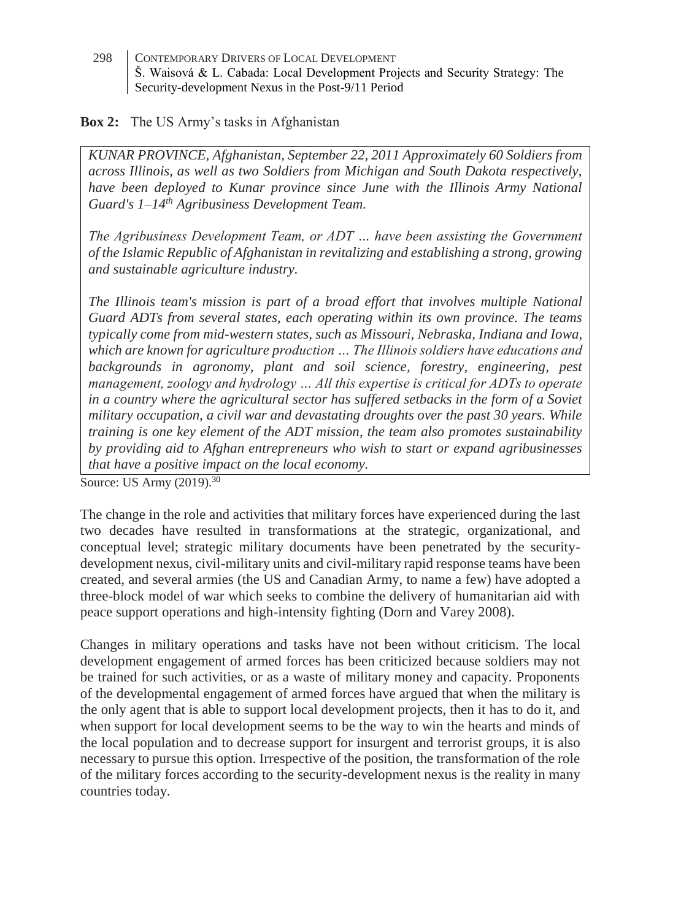**Box 2:** The US Army's tasks in Afghanistan

*KUNAR PROVINCE, Afghanistan, September 22, 2011 Approximately 60 Soldiers from across Illinois, as well as two Soldiers from Michigan and South Dakota respectively, have been deployed to Kunar province since June with the Illinois Army National Guard's 1–14th Agribusiness Development Team.*

*The Agribusiness Development Team, or ADT … have been assisting the Government of the Islamic Republic of Afghanistan in revitalizing and establishing a strong, growing and sustainable agriculture industry.*

*The Illinois team's mission is part of a broad effort that involves multiple National Guard ADTs from several states, each operating within its own province. The teams typically come from mid-western states, such as Missouri, Nebraska, Indiana and Iowa, which are known for agriculture production … The Illinois soldiers have educations and backgrounds in agronomy, plant and soil science, forestry, engineering, pest management, zoology and hydrology … All this expertise is critical for ADTs to operate in a country where the agricultural sector has suffered setbacks in the form of a Soviet military occupation, a civil war and devastating droughts over the past 30 years. While training is one key element of the ADT mission, the team also promotes sustainability by providing aid to Afghan entrepreneurs who wish to start or expand agribusinesses that have a positive impact on the local economy.*

Source: US Army (2019).[30]

The change in the role and activities that military forces have experienced during the last two decades have resulted in transformations at the strategic, organizational, and conceptual level; strategic military documents have been penetrated by the security-development nexus, civil-military units and civil-military rapid response teams have been created, and several armies (the US and Canadian Army, to name a few) have adopted a three-block model of war which seeks to combine the delivery of humanitarian aid with peace support operations and high-intensity fighting (Dorn and Varey 2008).

Changes in military operations and tasks have not been without criticism. The local development engagement of armed forces has been criticized because soldiers may not be trained for such activities, or as a waste of military money and capacity. Proponents of the developmental engagement of armed forces have argued that when the military is the only agent that is able to support local development projects, then it has to do it, and when support for local development seems to be the way to win the hearts and minds of the local population and to decrease support for insurgent and terrorist groups, it is also necessary to pursue this option. Irrespective of the position, the transformation of the role of the military forces according to the security-development nexus is the reality in many countries today.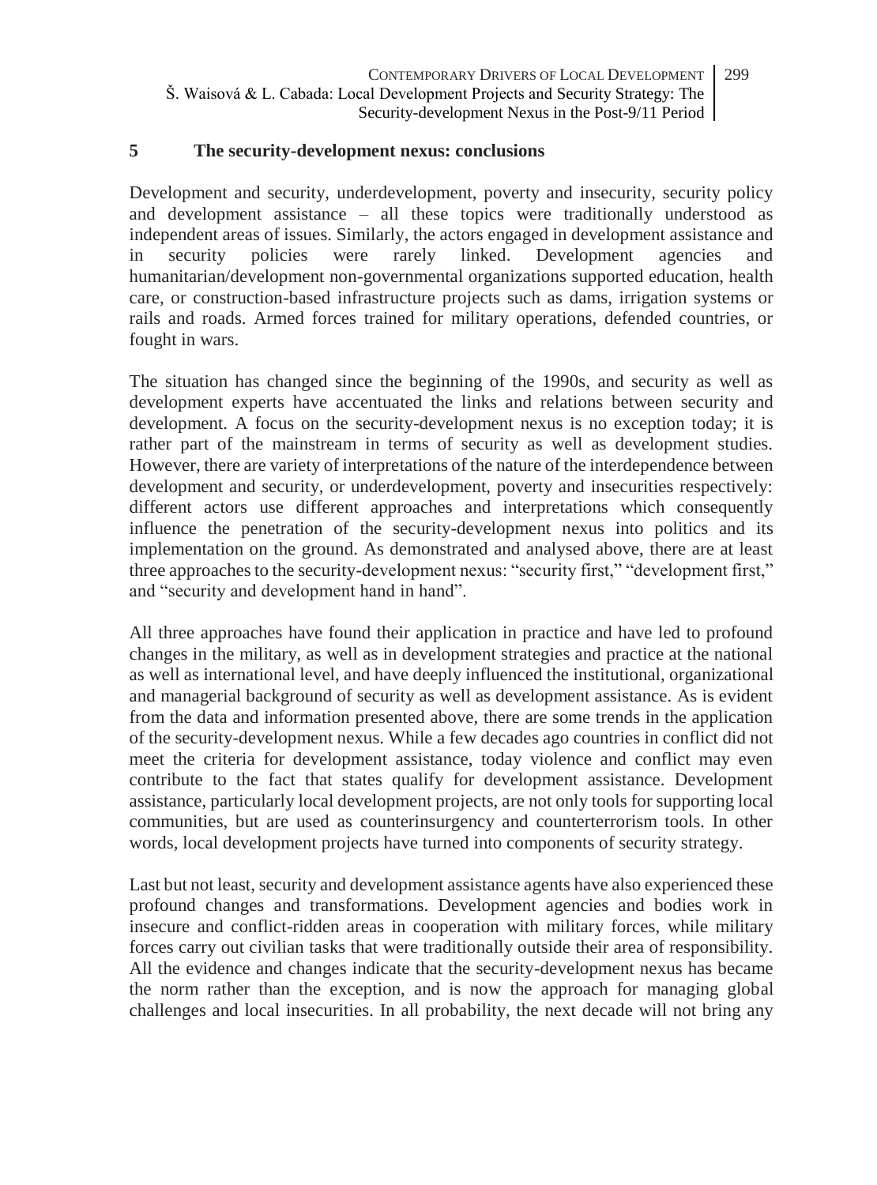## 5 The security-development nexus: conclusions

Development and security, underdevelopment, poverty and insecurity, security policy and development assistance – all these topics were traditionally understood as independent areas of issues. Similarly, the actors engaged in development assistance and in security policies were rarely linked. Development agencies and humanitarian/development non-governmental organizations supported education, health care, or construction-based infrastructure projects such as dams, irrigation systems or rails and roads. Armed forces trained for military operations, defended countries, or fought in wars.

The situation has changed since the beginning of the 1990s, and security as well as development experts have accentuated the links and relations between security and development. A focus on the security-development nexus is no exception today; it is rather part of the mainstream in terms of security as well as development studies. However, there are variety of interpretations of the nature of the interdependence between development and security, or underdevelopment, poverty and insecurities respectively: different actors use different approaches and interpretations which consequently influence the penetration of the security-development nexus into politics and its implementation on the ground. As demonstrated and analysed above, there are at least three approaches to the security-development nexus: "security first," "development first," and "security and development hand in hand".

All three approaches have found their application in practice and have led to profound changes in the military, as well as in development strategies and practice at the national as well as international level, and have deeply influenced the institutional, organizational and managerial background of security as well as development assistance. As is evident from the data and information presented above, there are some trends in the application of the security-development nexus. While a few decades ago countries in conflict did not meet the criteria for development assistance, today violence and conflict may even contribute to the fact that states qualify for development assistance. Development assistance, particularly local development projects, are not only tools for supporting local communities, but are used as counterinsurgency and counterterrorism tools. In other words, local development projects have turned into components of security strategy.

Last but not least, security and development assistance agents have also experienced these profound changes and transformations. Development agencies and bodies work in insecure and conflict-ridden areas in cooperation with military forces, while military forces carry out civilian tasks that were traditionally outside their area of responsibility. All the evidence and changes indicate that the security-development nexus has became the norm rather than the exception, and is now the approach for managing global challenges and local insecurities. In all probability, the next decade will not bring any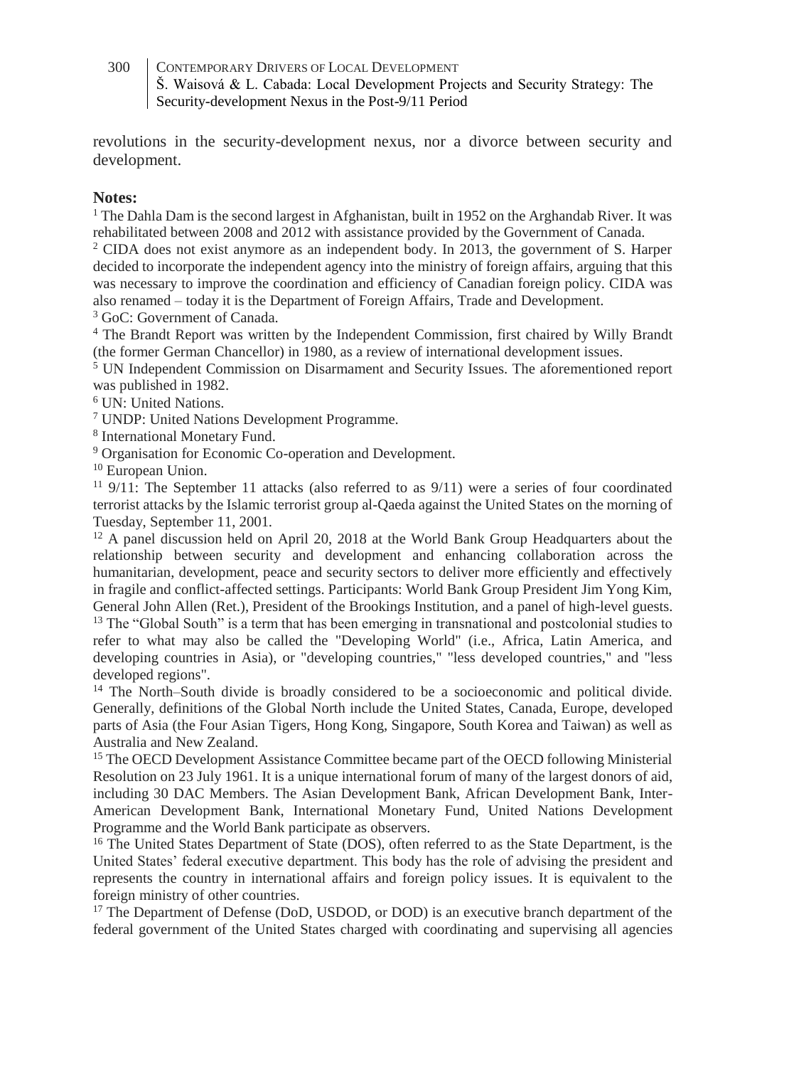revolutions in the security-development nexus, nor a divorce between security and development.

**Notes:**

[1] The Dahla Dam is the second largest in Afghanistan, built in 1952 on the Arghandab River. It was rehabilitated between 2008 and 2012 with assistance provided by the Government of Canada.

[2] CIDA does not exist anymore as an independent body. In 2013, the government of S. Harper decided to incorporate the independent agency into the ministry of foreign affairs, arguing that this was necessary to improve the coordination and efficiency of Canadian foreign policy. CIDA was also renamed – today it is the Department of Foreign Affairs, Trade and Development.

[3] GoC: Government of Canada.

[4] The Brandt Report was written by the Independent Commission, first chaired by Willy Brandt (the former German Chancellor) in 1980, as a review of international development issues.

[5] UN Independent Commission on Disarmament and Security Issues. The aforementioned report was published in 1982.

[6] UN: United Nations.

[7] UNDP: United Nations Development Programme.

[8] International Monetary Fund.

[9] Organisation for Economic Co-operation and Development.

[10] European Union.

[11] 9/11: The September 11 attacks (also referred to as 9/11) were a series of four coordinated terrorist attacks by the Islamic terrorist group al-Qaeda against the United States on the morning of Tuesday, September 11, 2001.

[12] A panel discussion held on April 20, 2018 at the World Bank Group Headquarters about the relationship between security and development and enhancing collaboration across the humanitarian, development, peace and security sectors to deliver more efficiently and effectively in fragile and conflict-affected settings. Participants: World Bank Group President Jim Yong Kim, General John Allen (Ret.), President of the Brookings Institution, and a panel of high-level guests.

[13] The "Global South" is a term that has been emerging in transnational and postcolonial studies to refer to what may also be called the "Developing World" (i.e., Africa, Latin America, and developing countries in Asia), or "developing countries," "less developed countries," and "less developed regions".

[14] The North–South divide is broadly considered to be a socioeconomic and political divide. Generally, definitions of the Global North include the United States, Canada, Europe, developed parts of Asia (the Four Asian Tigers, Hong Kong, Singapore, South Korea and Taiwan) as well as Australia and New Zealand.

[15] The OECD Development Assistance Committee became part of the OECD following Ministerial Resolution on 23 July 1961. It is a unique international forum of many of the largest donors of aid, including 30 DAC Members. The Asian Development Bank, African Development Bank, Inter-American Development Bank, International Monetary Fund, United Nations Development Programme and the World Bank participate as observers.

[16] The United States Department of State (DOS), often referred to as the State Department, is the United States' federal executive department. This body has the role of advising the president and represents the country in international affairs and foreign policy issues. It is equivalent to the foreign ministry of other countries.

[17] The Department of Defense (DoD, USDOD, or DOD) is an executive branch department of the federal government of the United States charged with coordinating and supervising all agencies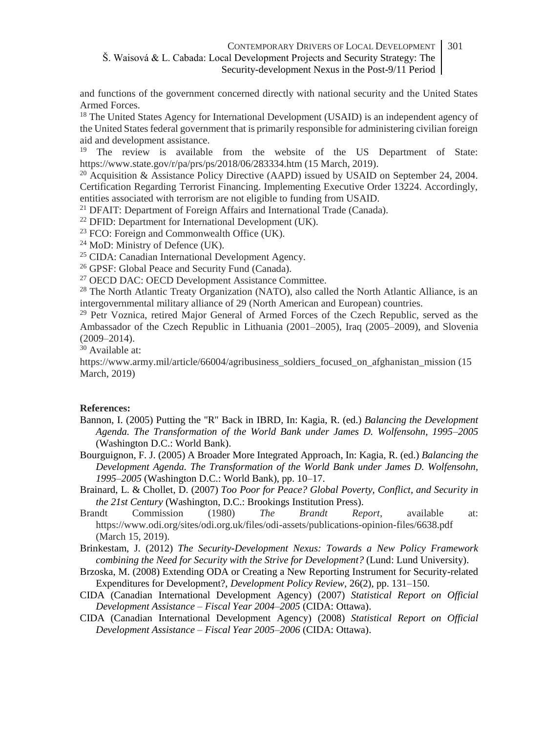and functions of the government concerned directly with national security and the United States Armed Forces.

[18] The United States Agency for International Development (USAID) is an independent agency of the United States federal government that is primarily responsible for administering civilian foreign aid and development assistance.

[19] The review is available from the website of the US Department of State: https://www.state.gov/r/pa/prs/ps/2018/06/283334.htm (15 March, 2019).

[20] Acquisition & Assistance Policy Directive (AAPD) issued by USAID on September 24, 2004. Certification Regarding Terrorist Financing. Implementing Executive Order 13224. Accordingly, entities associated with terrorism are not eligible to funding from USAID.

[21] DFAIT: Department of Foreign Affairs and International Trade (Canada).

[22] DFID: Department for International Development (UK).

[23] FCO: Foreign and Commonwealth Office (UK).

[24] MoD: Ministry of Defence (UK).

[25] CIDA: Canadian International Development Agency.

[26] GPSF: Global Peace and Security Fund (Canada).

[27] OECD DAC: OECD Development Assistance Committee.

[28] The North Atlantic Treaty Organization (NATO), also called the North Atlantic Alliance, is an intergovernmental military alliance of 29 (North American and European) countries.

[29] Petr Voznica, retired Major General of Armed Forces of the Czech Republic, served as the Ambassador of the Czech Republic in Lithuania (2001–2005), Iraq (2005–2009), and Slovenia (2009–2014).

[30] Available at: https://www.army.mil/article/66004/agribusiness_soldiers_focused_on_afghanistan_mission (15 March, 2019)

**References:**

Bannon, I. (2005) Putting the "R" Back in IBRD, In: Kagia, R. (ed.) *Balancing the Development Agenda. The Transformation of the World Bank under James D. Wolfensohn, 1995–2005* (Washington D.C.: World Bank).

Bourguignon, F. J. (2005) A Broader More Integrated Approach, In: Kagia, R. (ed.) *Balancing the Development Agenda. The Transformation of the World Bank under James D. Wolfensohn, 1995–2005* (Washington D.C.: World Bank), pp. 10–17.

Brainard, L. & Chollet, D. (2007) *Too Poor for Peace? Global Poverty, Conflict, and Security in the 21st Century* (Washington, D.C.: Brookings Institution Press).

Brandt Commission (1980) *The Brandt Report*, available at: https://www.odi.org/sites/odi.org.uk/files/odi-assets/publications-opinion-files/6638.pdf (March 15, 2019).

Brinkestam, J. (2012) *The Security-Development Nexus: Towards a New Policy Framework combining the Need for Security with the Strive for Development?* (Lund: Lund University).

Brzoska, M. (2008) Extending ODA or Creating a New Reporting Instrument for Security-related Expenditures for Development?, *Development Policy Review*, 26(2), pp. 131–150.

CIDA (Canadian International Development Agency) (2007) *Statistical Report on Official Development Assistance – Fiscal Year 2004–2005* (CIDA: Ottawa).

CIDA (Canadian International Development Agency) (2008) *Statistical Report on Official Development Assistance – Fiscal Year 2005–2006* (CIDA: Ottawa).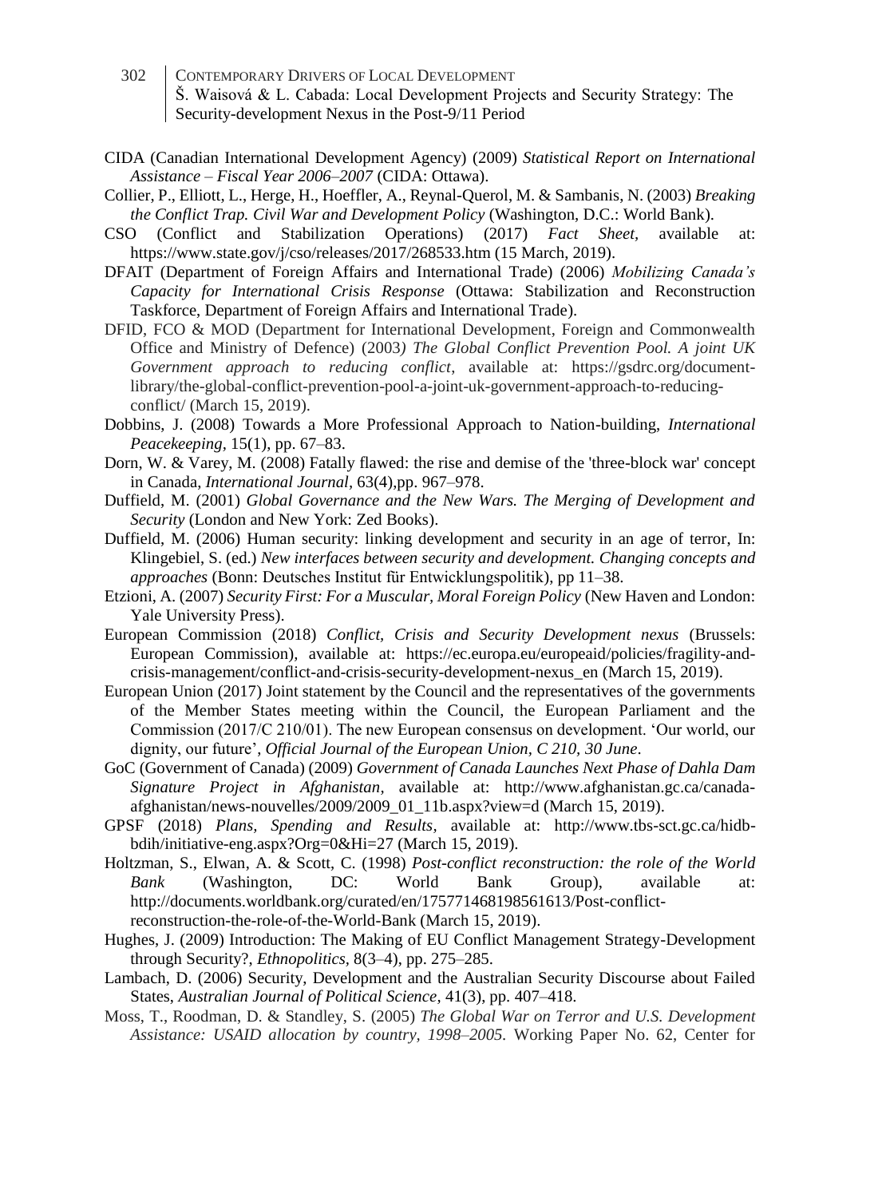CIDA (Canadian International Development Agency) (2009) *Statistical Report on International Assistance – Fiscal Year 2006–2007* (CIDA: Ottawa).

Collier, P., Elliott, L., Herge, H., Hoeffler, A., Reynal-Querol, M. & Sambanis, N. (2003) *Breaking the Conflict Trap. Civil War and Development Policy* (Washington, D.C.: World Bank).

CSO (Conflict and Stabilization Operations) (2017) *Fact Sheet*, available at: https://www.state.gov/j/cso/releases/2017/268533.htm (15 March, 2019).

DFAIT (Department of Foreign Affairs and International Trade) (2006) *Mobilizing Canada's Capacity for International Crisis Response* (Ottawa: Stabilization and Reconstruction Taskforce, Department of Foreign Affairs and International Trade).

DFID, FCO & MOD (Department for International Development, Foreign and Commonwealth Office and Ministry of Defence) (2003*) The Global Conflict Prevention Pool. A joint UK Government approach to reducing conflict*, available at: https://gsdrc.org/document-library/the-global-conflict-prevention-pool-a-joint-uk-government-approach-to-reducing-conflict/ (March 15, 2019).

Dobbins, J. (2008) Towards a More Professional Approach to Nation-building, *International Peacekeeping*, 15(1), pp. 67–83.

Dorn, W. & Varey, M. (2008) Fatally flawed: the rise and demise of the 'three-block war' concept in Canada, *International Journal*, 63(4),pp. 967–978.

Duffield, M. (2001) *Global Governance and the New Wars. The Merging of Development and Security* (London and New York: Zed Books).

Duffield, M. (2006) Human security: linking development and security in an age of terror, In: Klingebiel, S. (ed.) *New interfaces between security and development. Changing concepts and approaches* (Bonn: Deutsches Institut für Entwicklungspolitik), pp 11–38.

Etzioni, A. (2007) *Security First: For a Muscular, Moral Foreign Policy* (New Haven and London: Yale University Press).

European Commission (2018) *Conflict, Crisis and Security Development nexus* (Brussels: European Commission), available at: https://ec.europa.eu/europeaid/policies/fragility-and-crisis-management/conflict-and-crisis-security-development-nexus_en (March 15, 2019).

European Union (2017) Joint statement by the Council and the representatives of the governments of the Member States meeting within the Council, the European Parliament and the Commission (2017/C 210/01). The new European consensus on development. 'Our world, our dignity, our future', *Official Journal of the European Union, C 210, 30 June*.

GoC (Government of Canada) (2009) *Government of Canada Launches Next Phase of Dahla Dam Signature Project in Afghanistan*, available at: http://www.afghanistan.gc.ca/canada-afghanistan/news-nouvelles/2009/2009_01_11b.aspx?view=d (March 15, 2019).

GPSF (2018) *Plans, Spending and Results*, available at: http://www.tbs-sct.gc.ca/hidb-bdih/initiative-eng.aspx?Org=0&Hi=27 (March 15, 2019).

Holtzman, S., Elwan, A. & Scott, C. (1998) *Post-conflict reconstruction: the role of the World Bank* (Washington, DC: World Bank Group), available at: http://documents.worldbank.org/curated/en/175771468198561613/Post-conflict-reconstruction-the-role-of-the-World-Bank (March 15, 2019).

Hughes, J. (2009) Introduction: The Making of EU Conflict Management Strategy-Development through Security?, *Ethnopolitics*, 8(3–4), pp. 275–285.

Lambach, D. (2006) Security, Development and the Australian Security Discourse about Failed States, *Australian Journal of Political Science*, 41(3), pp. 407–418.

Moss, T., Roodman, D. & Standley, S. (2005) *The Global War on Terror and U.S. Development Assistance: USAID allocation by country, 1998–2005*. Working Paper No. 62, Center for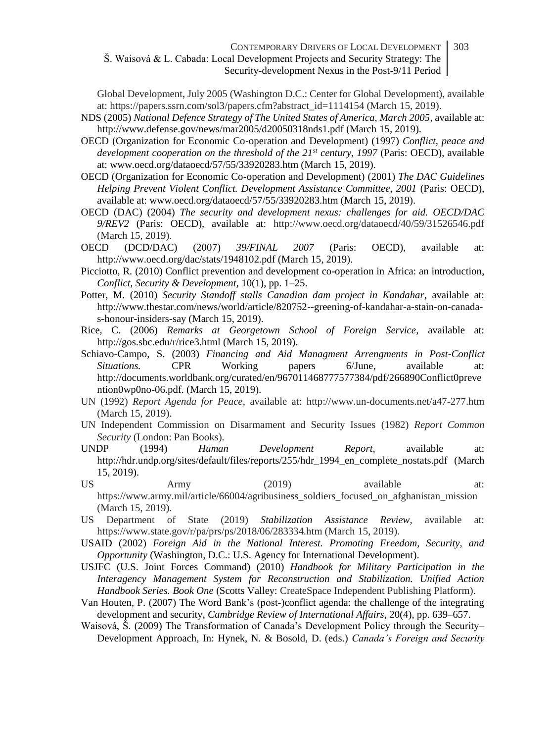Global Development, July 2005 (Washington D.C.: Center for Global Development), available at: https://papers.ssrn.com/sol3/papers.cfm?abstract_id=1114154 (March 15, 2019).

NDS (2005) *National Defence Strategy of The United States of America, March 2005*, available at: http://www.defense.gov/news/mar2005/d20050318nds1.pdf (March 15, 2019).

OECD (Organization for Economic Co-operation and Development) (1997) *Conflict, peace and development cooperation on the threshold of the 21st century, 1997* (Paris: OECD), available at: www.oecd.org/dataoecd/57/55/33920283.htm (March 15, 2019).

OECD (Organization for Economic Co-operation and Development) (2001) *The DAC Guidelines Helping Prevent Violent Conflict. Development Assistance Committee, 2001* (Paris: OECD), available at: www.oecd.org/dataoecd/57/55/33920283.htm (March 15, 2019).

OECD (DAC) (2004) *The security and development nexus: challenges for aid. OECD/DAC 9/REV2* (Paris: OECD), available at: http://www.oecd.org/dataoecd/40/59/31526546.pdf (March 15, 2019).

OECD (DCD/DAC) (2007) *39/FINAL 2007* (Paris: OECD), available at: http://www.oecd.org/dac/stats/1948102.pdf (March 15, 2019).

Picciotto, R. (2010) Conflict prevention and development co-operation in Africa: an introduction, *Conflict, Security & Development*, 10(1), pp. 1–25.

Potter, M. (2010) *Security Standoff stalls Canadian dam project in Kandahar*, available at: http://www.thestar.com/news/world/article/820752--greening-of-kandahar-a-stain-on-canada-s-honour-insiders-say (March 15, 2019).

Rice, C. (2006) *Remarks at Georgetown School of Foreign Service*, available at: http://gos.sbc.edu/r/rice3.html (March 15, 2019).

Schiavo-Campo, S. (2003) *Financing and Aid Managment Arrengments in Post-Conflict Situations.* CPR Working papers 6/June, available at: http://documents.worldbank.org/curated/en/967011468777577384/pdf/266890Conflict0prevention0wp0no-06.pdf. (March 15, 2019).

UN (1992) *Report Agenda for Peace*, available at: http://www.un-documents.net/a47-277.htm (March 15, 2019).

UN Independent Commission on Disarmament and Security Issues (1982) *Report Common Security* (London: Pan Books).

UNDP (1994) *Human Development Report*, available at: http://hdr.undp.org/sites/default/files/reports/255/hdr_1994_en_complete_nostats.pdf (March 15, 2019).

US Army (2019) available at: https://www.army.mil/article/66004/agribusiness_soldiers_focused_on_afghanistan_mission (March 15, 2019).

US Department of State (2019) *Stabilization Assistance Review*, available at: https://www.state.gov/r/pa/prs/ps/2018/06/283334.htm (March 15, 2019).

USAID (2002) *Foreign Aid in the National Interest. Promoting Freedom, Security, and Opportunity* (Washington, D.C.: U.S. Agency for International Development).

USJFC (U.S. Joint Forces Command) (2010) *Handbook for Military Participation in the Interagency Management System for Reconstruction and Stabilization. Unified Action Handbook Series. Book One* (Scotts Valley: CreateSpace Independent Publishing Platform).

Van Houten, P. (2007) The Word Bank's (post-)conflict agenda: the challenge of the integrating development and security, *Cambridge Review of International Affairs*, 20(4), pp. 639–657.

Waisová, Š. (2009) The Transformation of Canada's Development Policy through the Security–Development Approach, In: Hynek, N. & Bosold, D. (eds.) *Canada's Foreign and Security*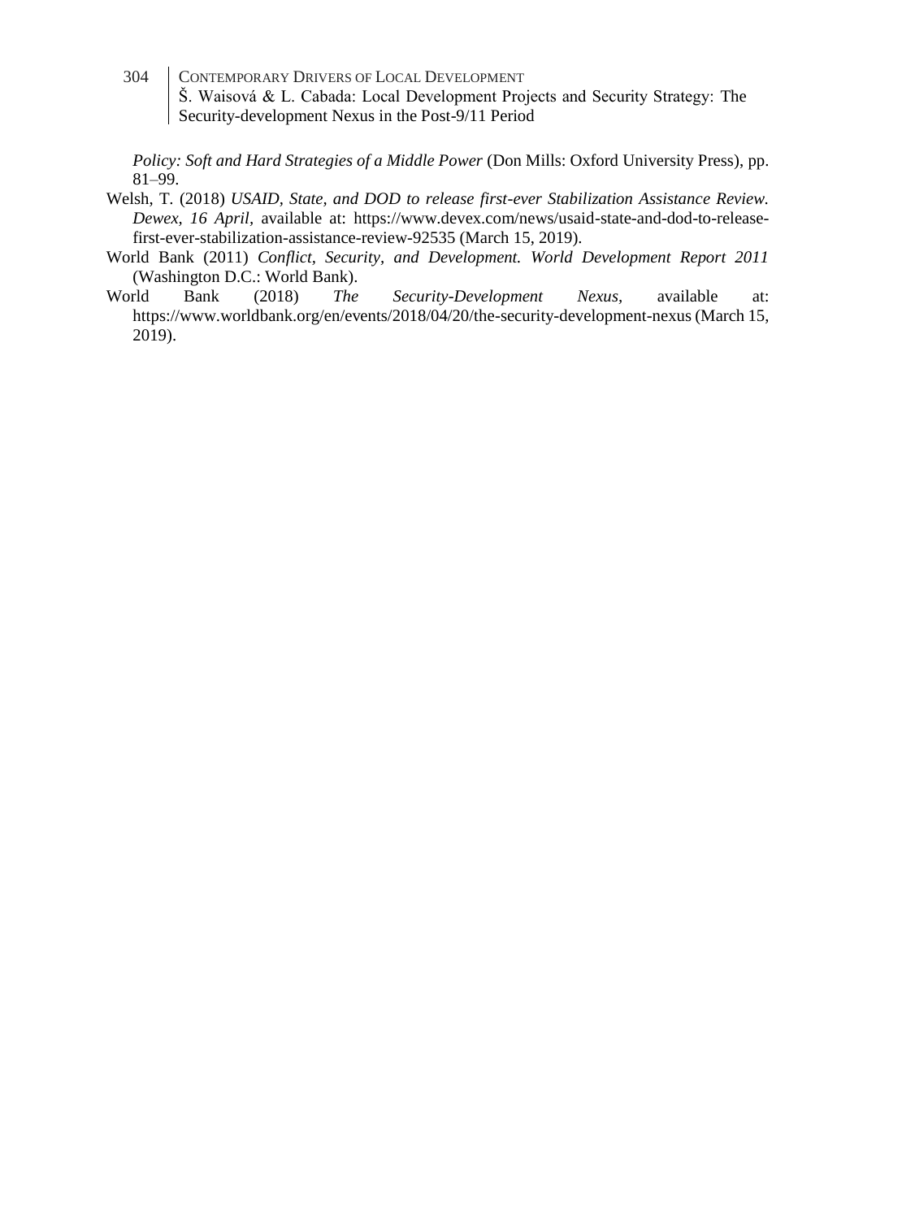*Policy: Soft and Hard Strategies of a Middle Power* (Don Mills: Oxford University Press), pp. 81–99.

Welsh, T. (2018) *USAID, State, and DOD to release first-ever Stabilization Assistance Review. Dewex, 16 April,* available at: https://www.devex.com/news/usaid-state-and-dod-to-release-first-ever-stabilization-assistance-review-92535 (March 15, 2019).

World Bank (2011) *Conflict, Security, and Development. World Development Report 2011* (Washington D.C.: World Bank).

World Bank (2018) *The Security-Development Nexus,* available at: https://www.worldbank.org/en/events/2018/04/20/the-security-development-nexus (March 15, 2019).